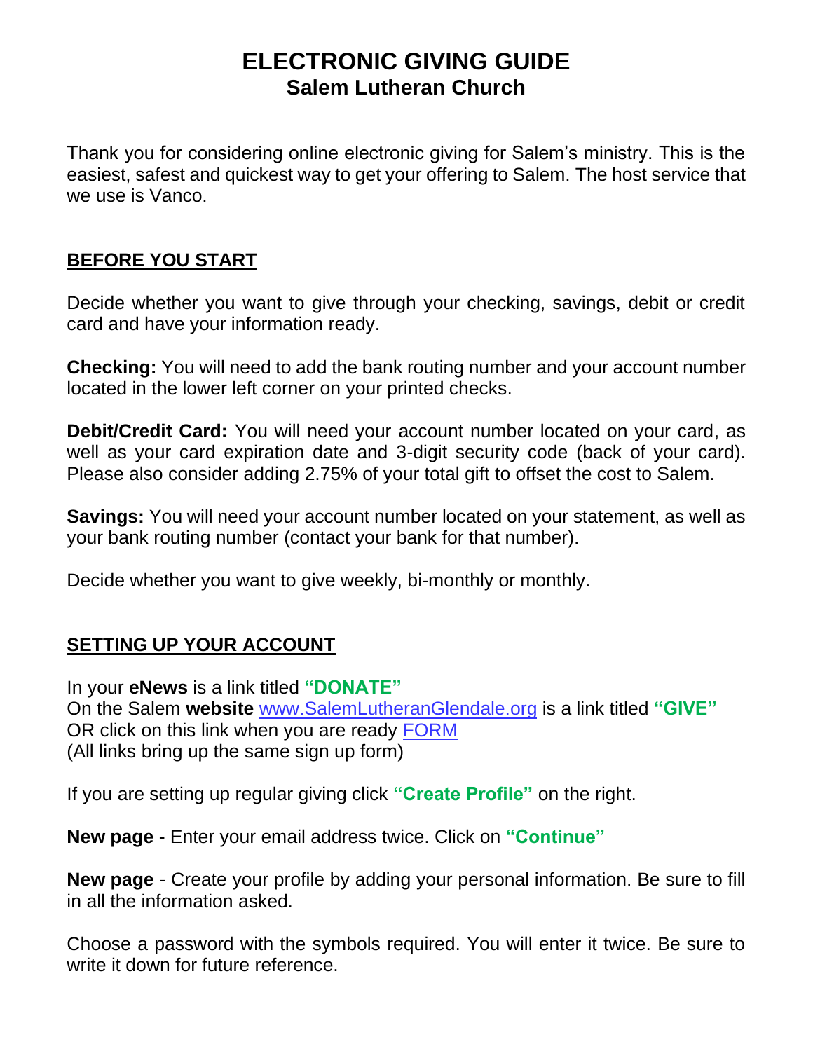# ELECTRONIC GIVING GUIDE

## Salem Lutheran Church

Thank you for considering online electronic giving for Salem's ministry. This is the easiest, safest and quickest way to get your offering to Salem. The host service that we use is Vanco.

## BEFORE YOU START

Decide whether you want to give through your checking, savings, debit or credit card and have your information ready.

**Checking:** You will need to add the bank routing number and your account number located in the lower left corner on your printed checks.

**Debit/Credit Card:** You will need your account number located on your card, as well as your card expiration date and 3-digit security code (back of your card). Please also consider adding 2.75% of your total gift to offset the cost to Salem.

**Savings:** You will need your account number located on your statement, as well as your bank routing number (contact your bank for that number).

Decide whether you want to give weekly, bi-monthly or monthly.

## SETTING UP YOUR ACCOUNT

In your **eNews** is a link titled **"DONATE"**
On the Salem **website** www.SalemLutheranGlendale.org is a link titled **"GIVE"**
OR click on this link when you are ready FORM
(All links bring up the same sign up form)

If you are setting up regular giving click **"Create Profile"** on the right.

**New page** - Enter your email address twice. Click on **"Continue"**

**New page** - Create your profile by adding your personal information. Be sure to fill in all the information asked.

Choose a password with the symbols required. You will enter it twice. Be sure to write it down for future reference.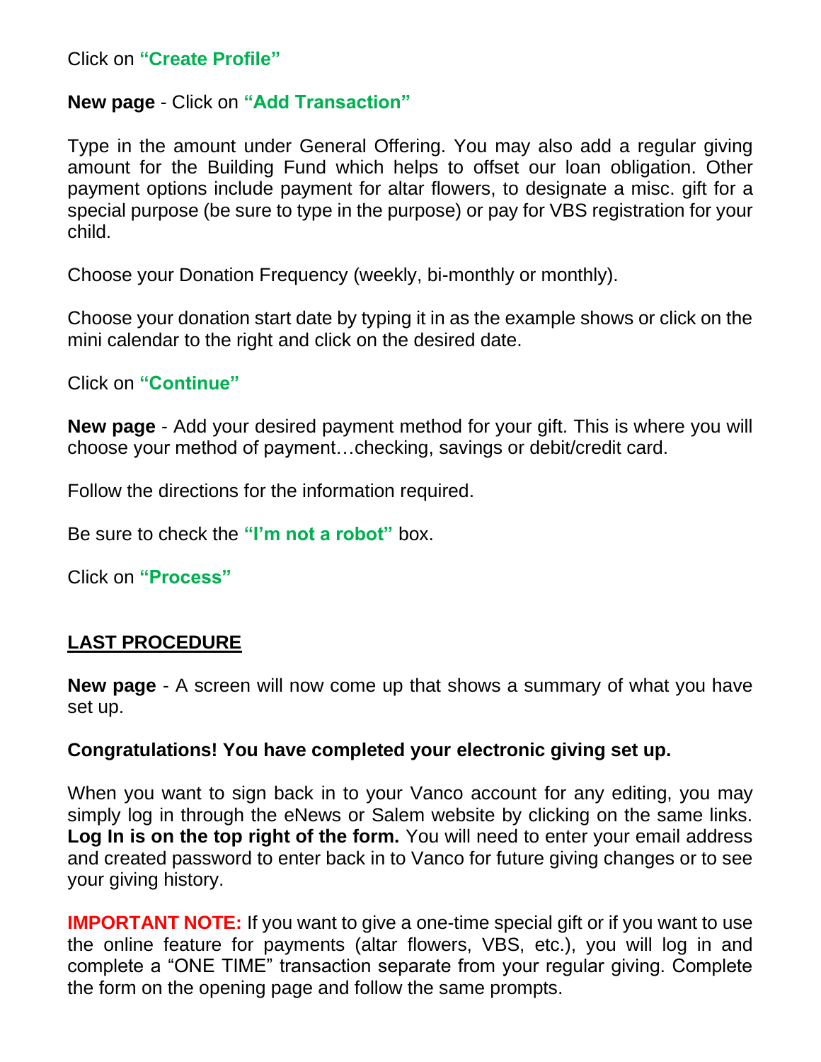Click on **"Create Profile"**

**New page** - Click on **"Add Transaction"**

Type in the amount under General Offering. You may also add a regular giving amount for the Building Fund which helps to offset our loan obligation. Other payment options include payment for altar flowers, to designate a misc. gift for a special purpose (be sure to type in the purpose) or pay for VBS registration for your child.

Choose your Donation Frequency (weekly, bi-monthly or monthly).

Choose your donation start date by typing it in as the example shows or click on the mini calendar to the right and click on the desired date.

Click on **"Continue"**

**New page** - Add your desired payment method for your gift. This is where you will choose your method of payment…checking, savings or debit/credit card.

Follow the directions for the information required.

Be sure to check the **"I'm not a robot"** box.

Click on **"Process"**

## LAST PROCEDURE

**New page** - A screen will now come up that shows a summary of what you have set up.

**Congratulations! You have completed your electronic giving set up.**

When you want to sign back in to your Vanco account for any editing, you may simply log in through the eNews or Salem website by clicking on the same links. **Log In is on the top right of the form.** You will need to enter your email address and created password to enter back in to Vanco for future giving changes or to see your giving history.

**IMPORTANT NOTE:** If you want to give a one-time special gift or if you want to use the online feature for payments (altar flowers, VBS, etc.), you will log in and complete a "ONE TIME" transaction separate from your regular giving. Complete the form on the opening page and follow the same prompts.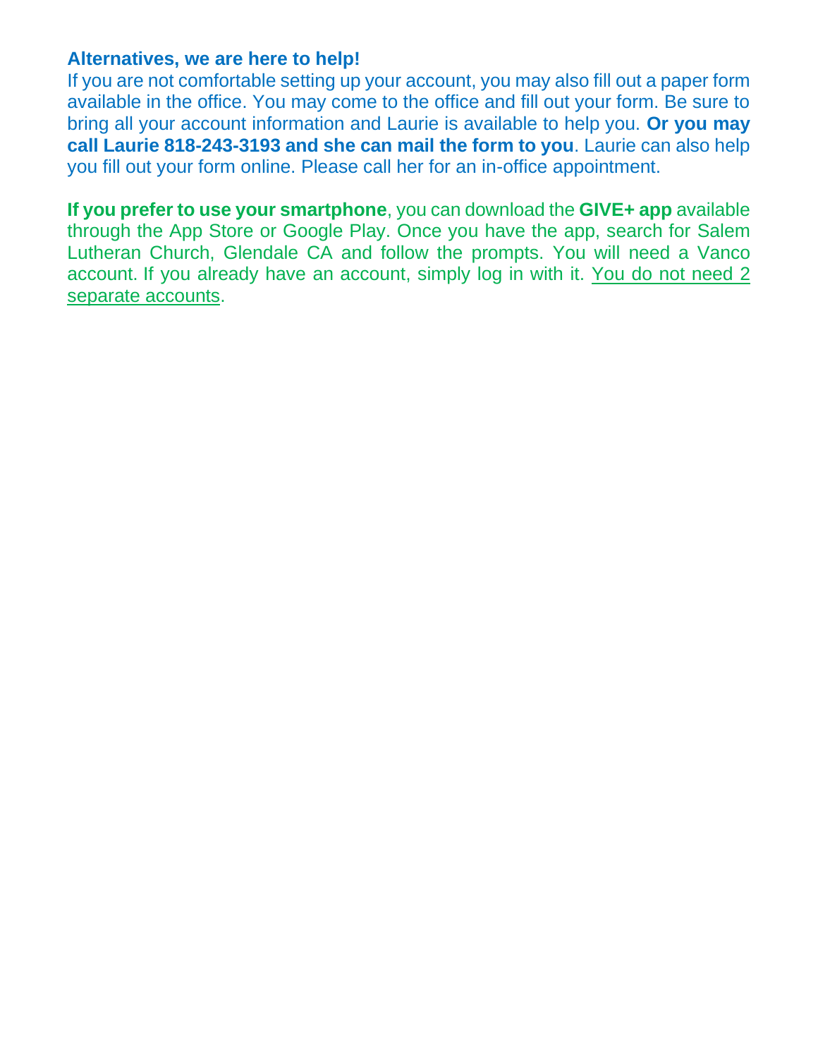**Alternatives, we are here to help!**

If you are not comfortable setting up your account, you may also fill out a paper form available in the office. You may come to the office and fill out your form. Be sure to bring all your account information and Laurie is available to help you. **Or you may call Laurie 818-243-3193 and she can mail the form to you**. Laurie can also help you fill out your form online. Please call her for an in-office appointment.

**If you prefer to use your smartphone**, you can download the **GIVE+ app** available through the App Store or Google Play. Once you have the app, search for Salem Lutheran Church, Glendale CA and follow the prompts. You will need a Vanco account. If you already have an account, simply log in with it. <u>You do not need 2 separate accounts</u>.